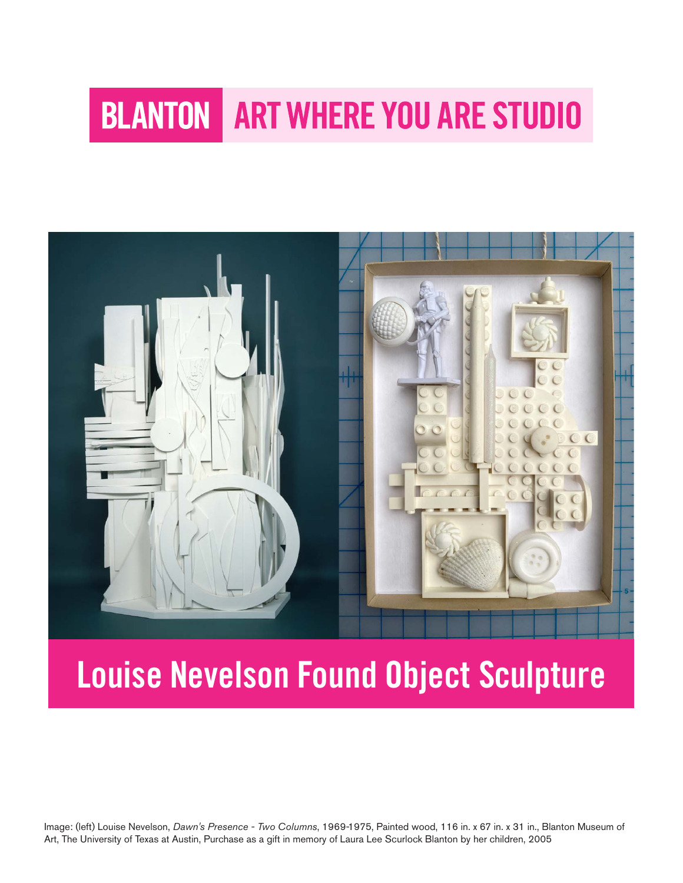# BLANTON ART WHERE YOU ARE STUDIO

# Louise Nevelson Found Object Sculpture

Image: (left) Louise Nevelson, *Dawn's Presence - Two Columns*, 1969-1975, Painted wood, 116 in. x 67 in. x 31 in., Blanton Museum of Art, The University of Texas at Austin, Purchase as a gift in memory of Laura Lee Scurlock Blanton by her children, 2005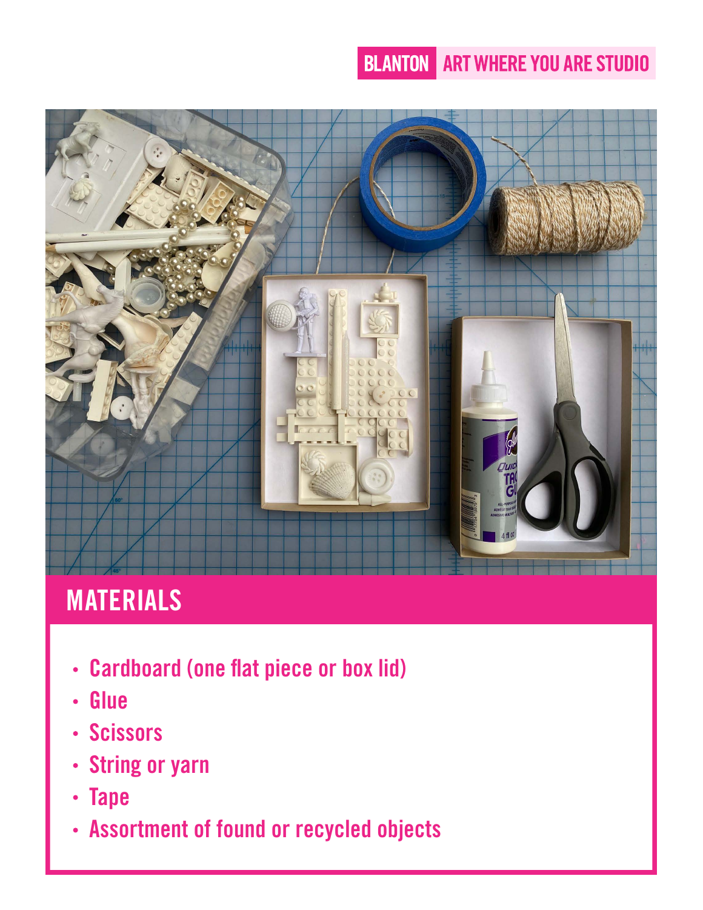## MATERIALS

- Cardboard (one flat piece or box lid)
- Glue
- Scissors
- String or yarn
- Tape
- Assortment of found or recycled objects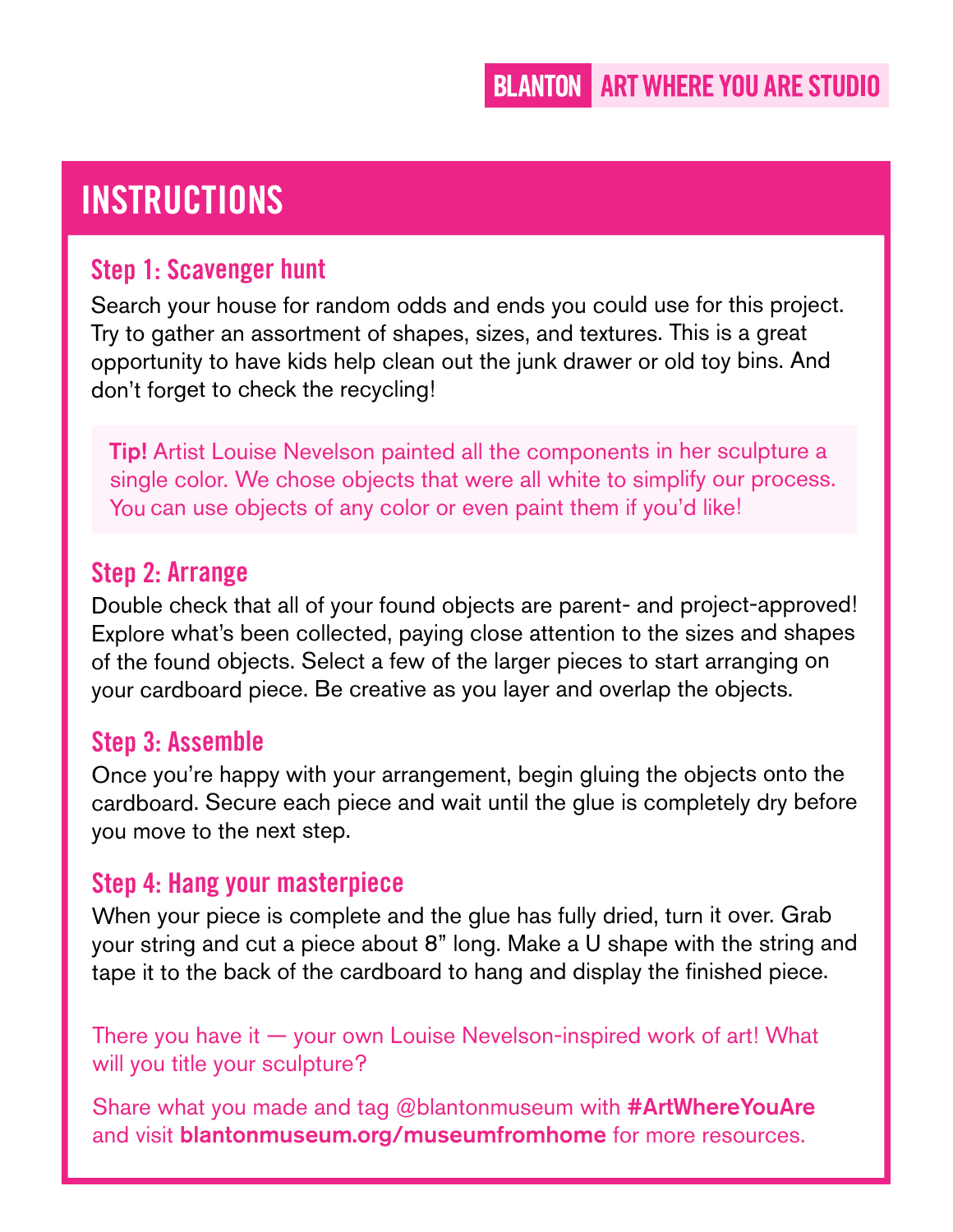## INSTRUCTIONS

### Step 1: Scavenger hunt

Search your house for random odds and ends you could use for this project. Try to gather an assortment of shapes, sizes, and textures. This is a great opportunity to have kids help clean out the junk drawer or old toy bins. And don't forget to check the recycling!

**Tip!** Artist Louise Nevelson painted all the components in her sculpture a single color. We chose objects that were all white to simplify our process. You can use objects of any color or even paint them if you'd like!

### Step 2: Arrange

Double check that all of your found objects are parent- and project-approved! Explore what's been collected, paying close attention to the sizes and shapes of the found objects. Select a few of the larger pieces to start arranging on your cardboard piece. Be creative as you layer and overlap the objects.

### Step 3: Assemble

Once you're happy with your arrangement, begin gluing the objects onto the cardboard. Secure each piece and wait until the glue is completely dry before you move to the next step.

### Step 4: Hang your masterpiece

When your piece is complete and the glue has fully dried, turn it over. Grab your string and cut a piece about 8" long. Make a U shape with the string and tape it to the back of the cardboard to hang and display the finished piece.

There you have it — your own Louise Nevelson-inspired work of art! What will you title your sculpture?

Share what you made and tag @blantonmuseum with **#ArtWhereYouAre** and visit **blantonmuseum.org/museumfromhome** for more resources.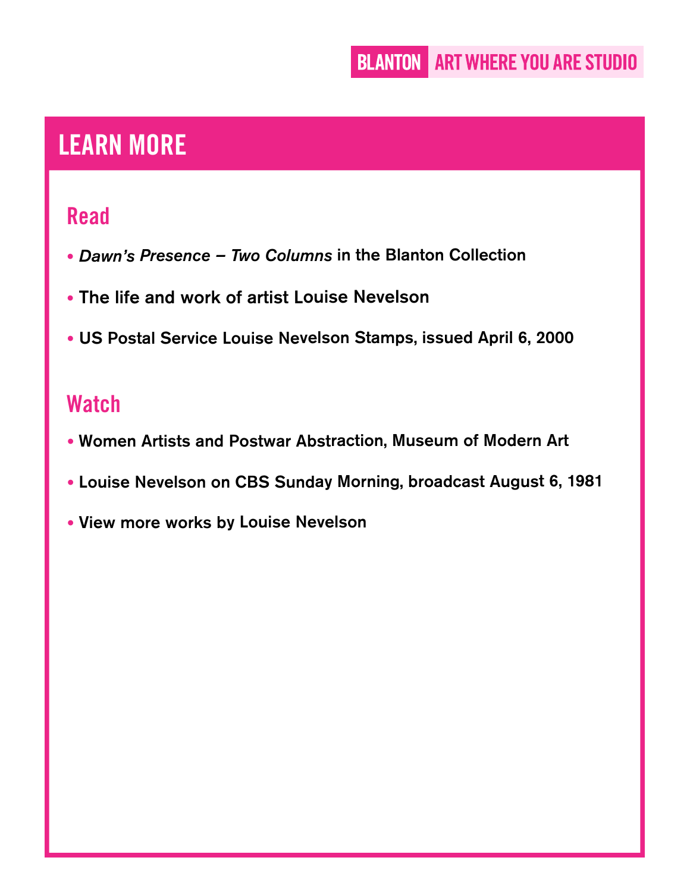## LEARN MORE

### Read

- *Dawn's Presence – Two Columns* in the Blanton Collection
- The life and work of artist Louise Nevelson
- US Postal Service Louise Nevelson Stamps, issued April 6, 2000

### Watch

- Women Artists and Postwar Abstraction, Museum of Modern Art
- Louise Nevelson on CBS Sunday Morning, broadcast August 6, 1981
- View more works by Louise Nevelson